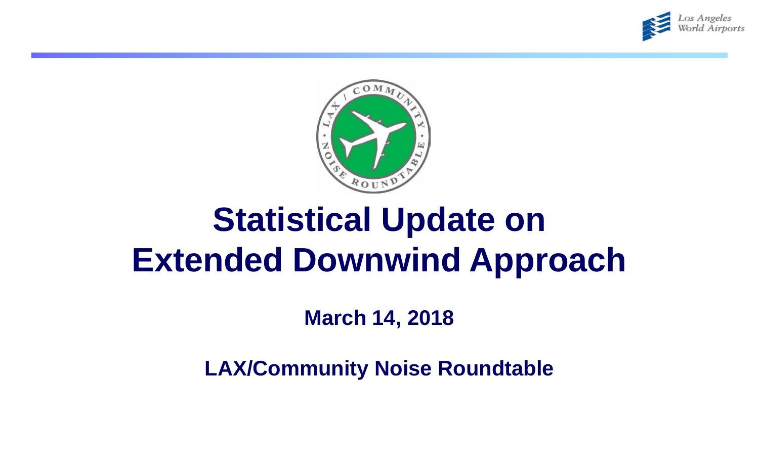# Statistical Update on Extended Downwind Approach

**March 14, 2018**

**LAX/Community Noise Roundtable**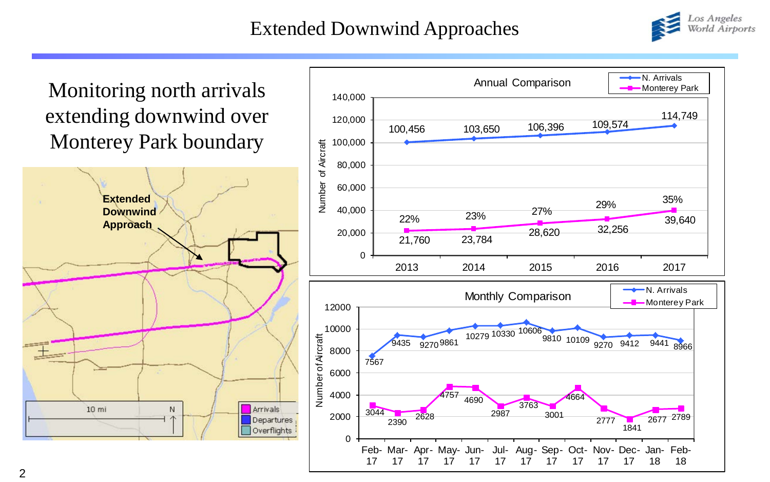# Extended Downwind Approaches

Monitoring north arrivals extending downwind over Monterey Park boundary

Extended Downwind Approach

10 mi N

Arrivals
Departures
Overflights

**Annual Comparison**

| Year | N. Arrivals | Monterey Park | % |
|---|---|---|---|
| 2013 | 100,456 | 21,760 | 22% |
| 2014 | 103,650 | 23,784 | 23% |
| 2015 | 106,396 | 28,620 | 27% |
| 2016 | 109,574 | 32,256 | 29% |
| 2017 | 114,749 | 39,640 | 35% |

**Monthly Comparison**

| Month | N. Arrivals | Monterey Park |
|---|---|---|
| Feb-17 | 7567 | 3044 |
| Mar-17 | 9435 | 2390 |
| Apr-17 | 9270 | 2628 |
| May-17 | 9861 | 4757 |
| Jun-17 | 10279 | 4690 |
| Jul-17 | 10330 | 2987 |
| Aug-17 | 10606 | 3763 |
| Sep-17 | 9810 | 3001 |
| Oct-17 | 10109 | 4664 |
| Nov-17 | 9270 | 2777 |
| Dec-17 | 9412 | 1841 |
| Jan-18 | 9441 | 2677 |
| Feb-18 | 8966 | 2789 |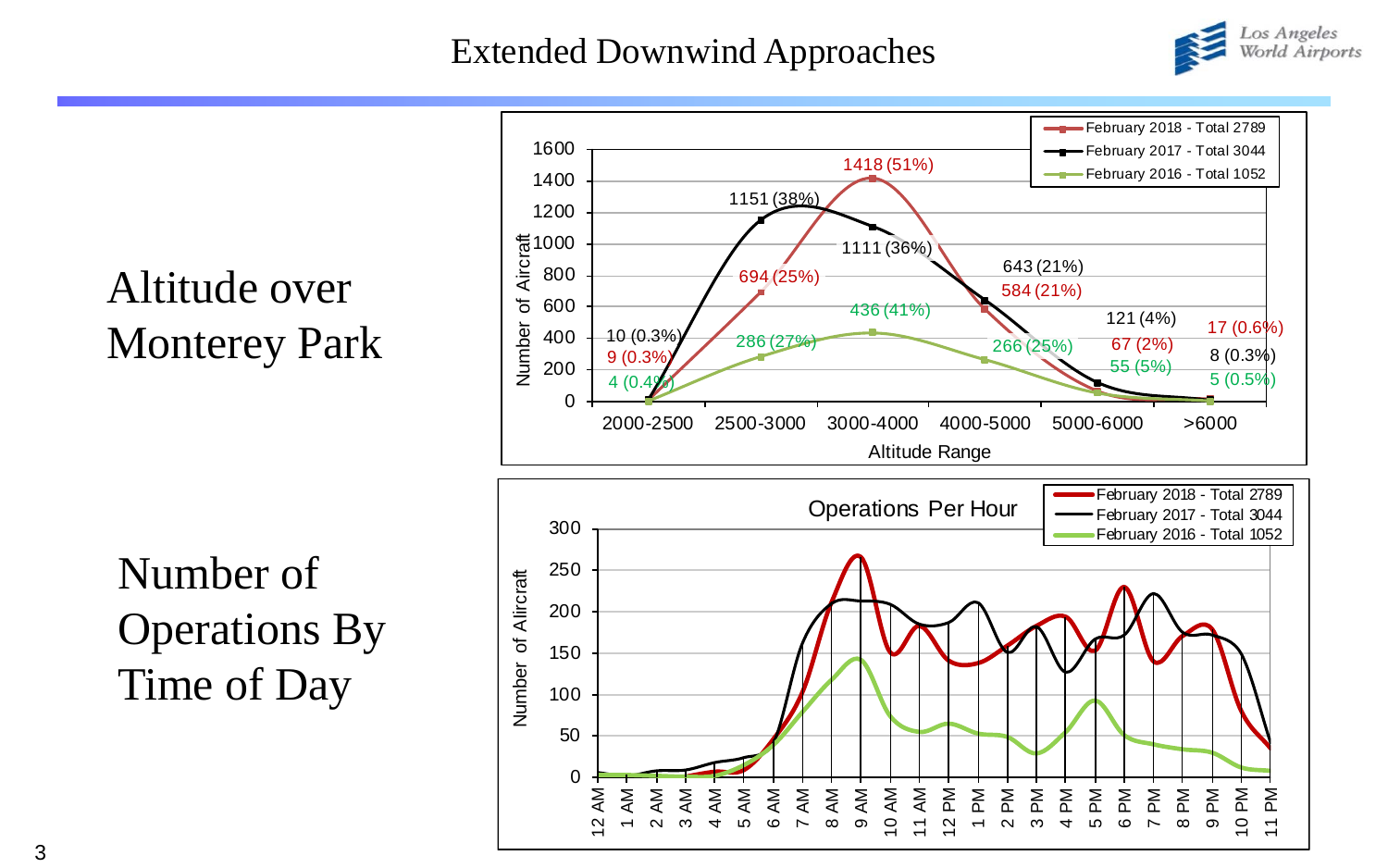# Extended Downwind Approaches

Los Angeles World Airports

## Altitude over Monterey Park

February 2018 - Total 2789
February 2017 - Total 3044
February 2016 - Total 1052

Number of Aircraft

1600
1400
1200
1000
800
600
400
200
0

Altitude Range

2000-2500
2500-3000
3000-4000
4000-5000
5000-6000
>6000

10 (0.3%)
9 (0.3%)
4 (0.4%)
1151 (38%)
694 (25%)
286 (27%)
1418 (51%)
1111 (36%)
436 (41%)
643 (21%)
584 (21%)
266 (25%)
121 (4%)
67 (2%)
55 (5%)
17 (0.6%)
8 (0.3%)
5 (0.5%)

## Number of Operations By Time of Day

Operations Per Hour

February 2018 - Total 2789
February 2017 - Total 3044
February 2016 - Total 1052

Number of Aircraft

300
250
200
150
100
50
0

12 AM
1 AM
2 AM
3 AM
4 AM
5 AM
6 AM
7 AM
8 AM
9 AM
10 AM
11 AM
12 PM
1 PM
2 PM
3 PM
4 PM
5 PM
6 PM
7 PM
8 PM
9 PM
10 PM
11 PM